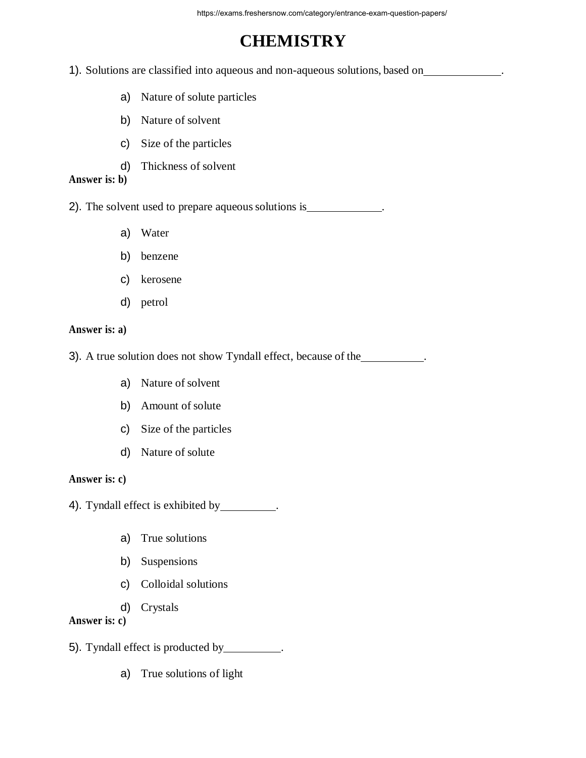# CHEMISTRY

1). Solutions are classified into aqueous and non-aqueous solutions, based on_____________.

a) Nature of solute particles

b) Nature of solvent

c) Size of the particles

d) Thickness of solvent

**Answer is: b)**

2). The solvent used to prepare aqueous solutions is_____________.

a) Water

b) benzene

c) kerosene

d) petrol

**Answer is: a)**

3). A true solution does not show Tyndall effect, because of the___________.

a) Nature of solvent

b) Amount of solute

c) Size of the particles

d) Nature of solute

**Answer is: c)**

4). Tyndall effect is exhibited by__________.

a) True solutions

b) Suspensions

c) Colloidal solutions

d) Crystals

**Answer is: c)**

5). Tyndall effect is producted by__________.

a) True solutions of light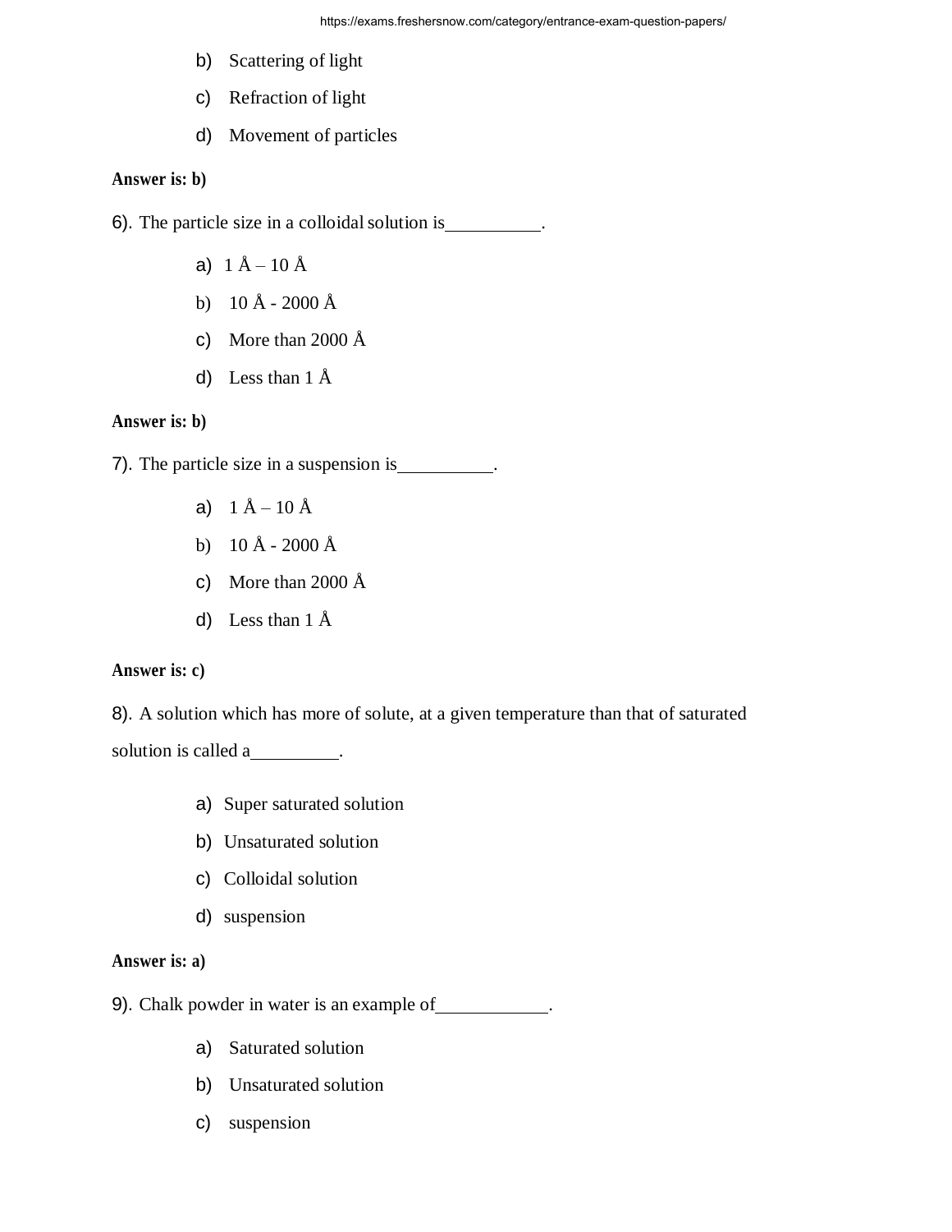b) Scattering of light

c) Refraction of light

d) Movement of particles

**Answer is: b)**

6). The particle size in a colloidal solution is__________.

a) 1 Å – 10 Å

b) 10 Å - 2000 Å

c) More than 2000 Å

d) Less than 1 Å

**Answer is: b)**

7). The particle size in a suspension is__________.

a) 1 Å – 10 Å

b) 10 Å - 2000 Å

c) More than 2000 Å

d) Less than 1 Å

**Answer is: c)**

8). A solution which has more of solute, at a given temperature than that of saturated solution is called a_________.

a) Super saturated solution

b) Unsaturated solution

c) Colloidal solution

d) suspension

**Answer is: a)**

9). Chalk powder in water is an example of____________.

a) Saturated solution

b) Unsaturated solution

c) suspension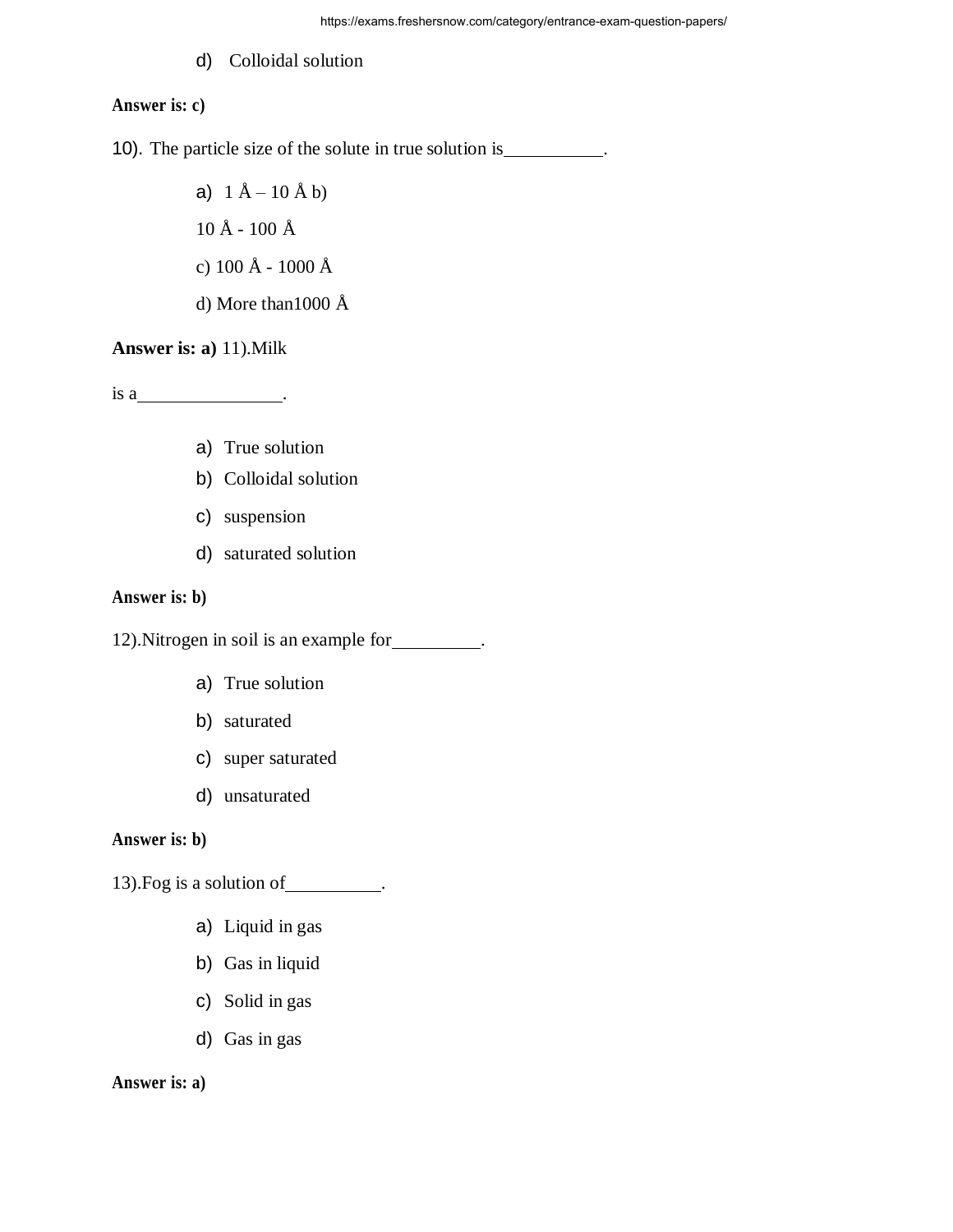d) Colloidal solution

**Answer is: c)**

10). The particle size of the solute in true solution is___________.

a) 1 Å – 10 Å b)

10 Å - 100 Å

c) 100 Å - 1000 Å

d) More than1000 Å

**Answer is: a)** 11).Milk

is a_______________.

a) True solution
b) Colloidal solution
c) suspension
d) saturated solution

**Answer is: b)**

12).Nitrogen in soil is an example for_________.

a) True solution
b) saturated
c) super saturated
d) unsaturated

**Answer is: b)**

13).Fog is a solution of__________.

a) Liquid in gas
b) Gas in liquid
c) Solid in gas
d) Gas in gas

**Answer is: a)**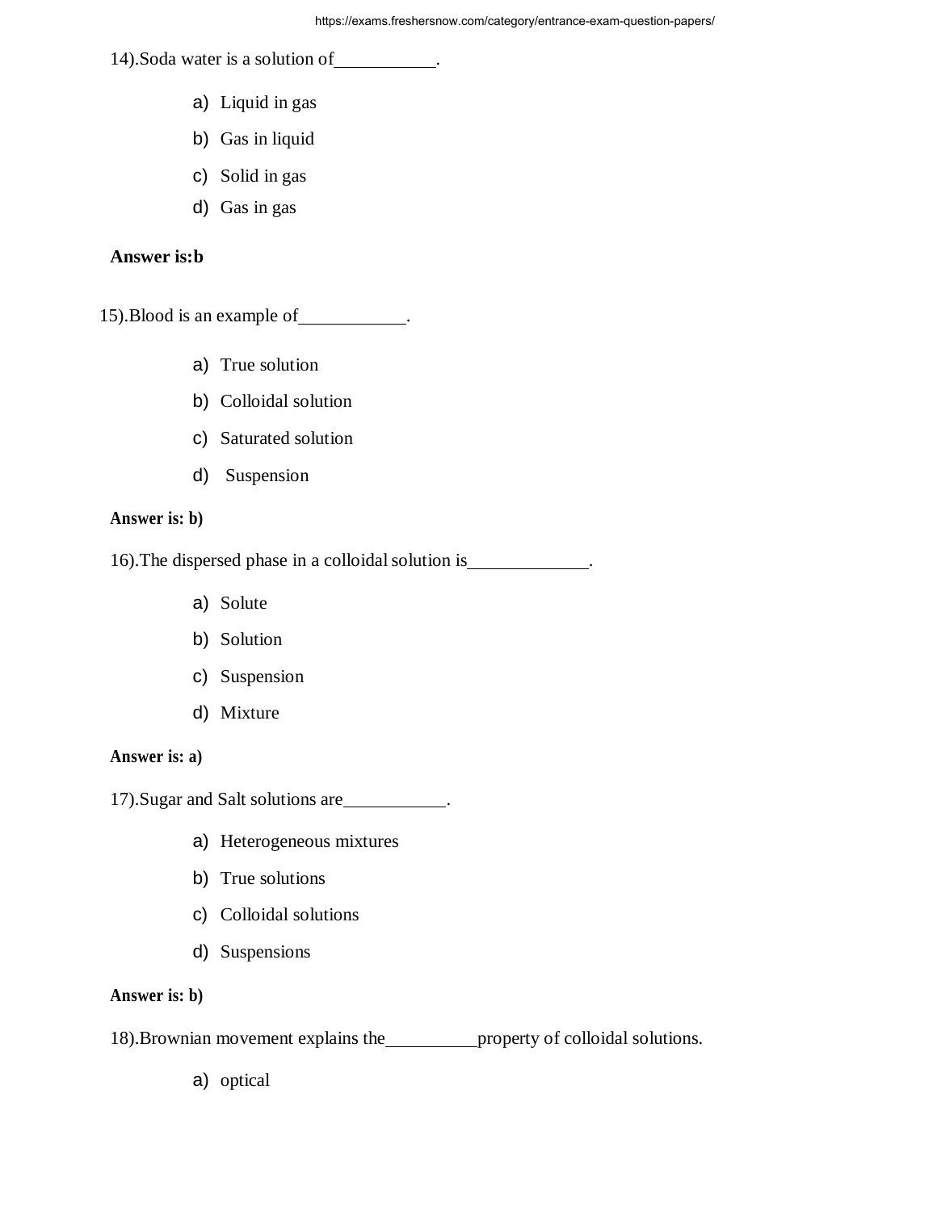14).Soda water is a solution of___________.

a) Liquid in gas
b) Gas in liquid
c) Solid in gas
d) Gas in gas

**Answer is:b**

15).Blood is an example of___________.

a) True solution
b) Colloidal solution
c) Saturated solution
d) Suspension

**Answer is: b)**

16).The dispersed phase in a colloidal solution is_____________.

a) Solute
b) Solution
c) Suspension
d) Mixture

**Answer is: a)**

17).Sugar and Salt solutions are___________.

a) Heterogeneous mixtures
b) True solutions
c) Colloidal solutions
d) Suspensions

**Answer is: b)**

18).Brownian movement explains the__________property of colloidal solutions.

a) optical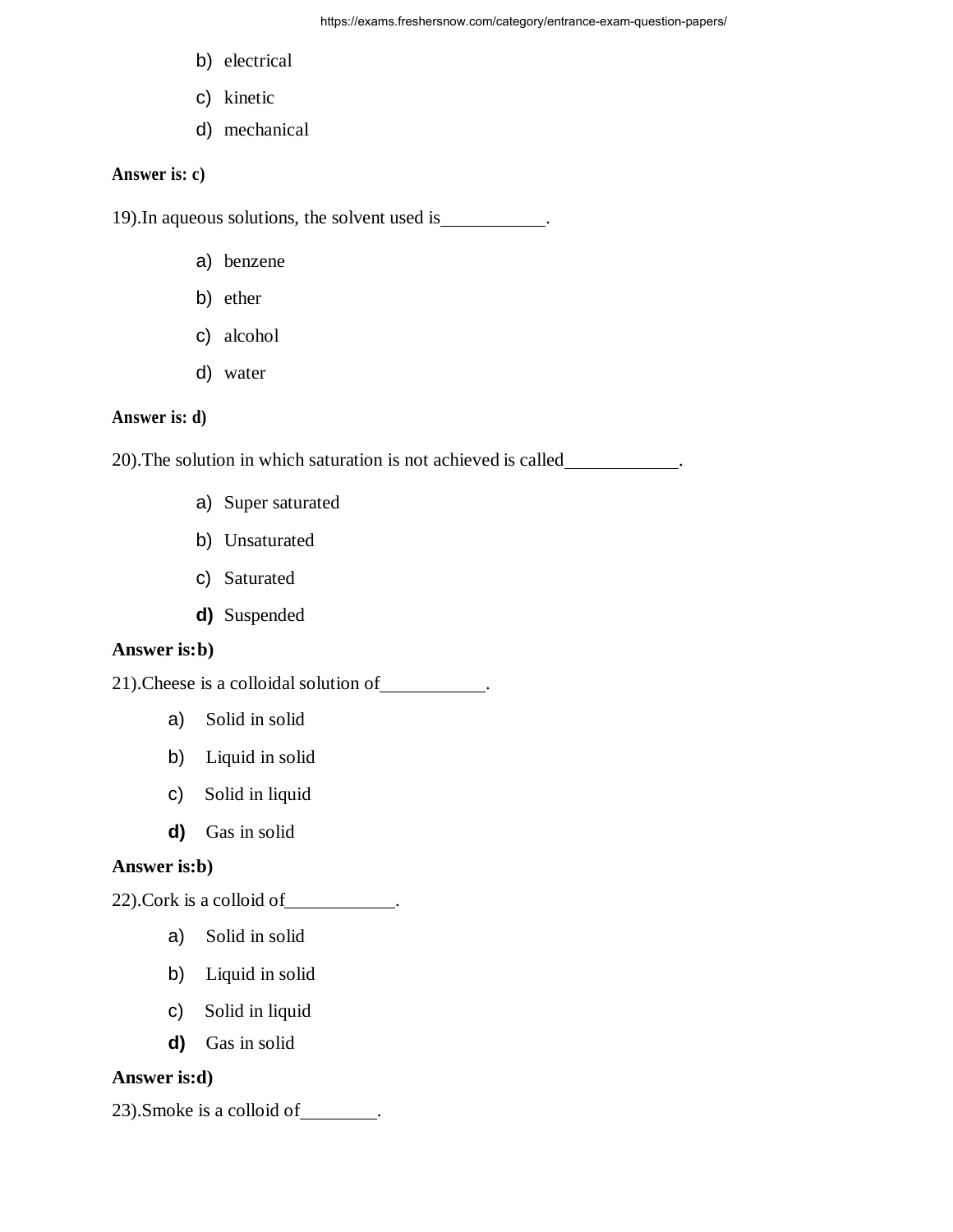b) electrical

c) kinetic

d) mechanical

**Answer is: c)**

19).In aqueous solutions, the solvent used is___________.

a) benzene

b) ether

c) alcohol

d) water

**Answer is: d)**

20).The solution in which saturation is not achieved is called____________.

a) Super saturated

b) Unsaturated

c) Saturated

**d)** Suspended

**Answer is:b)**

21).Cheese is a colloidal solution of___________.

a) Solid in solid

b) Liquid in solid

c) Solid in liquid

**d)** Gas in solid

**Answer is:b)**

22).Cork is a colloid of____________.

a) Solid in solid

b) Liquid in solid

c) Solid in liquid

**d)** Gas in solid

**Answer is:d)**

23).Smoke is a colloid of________.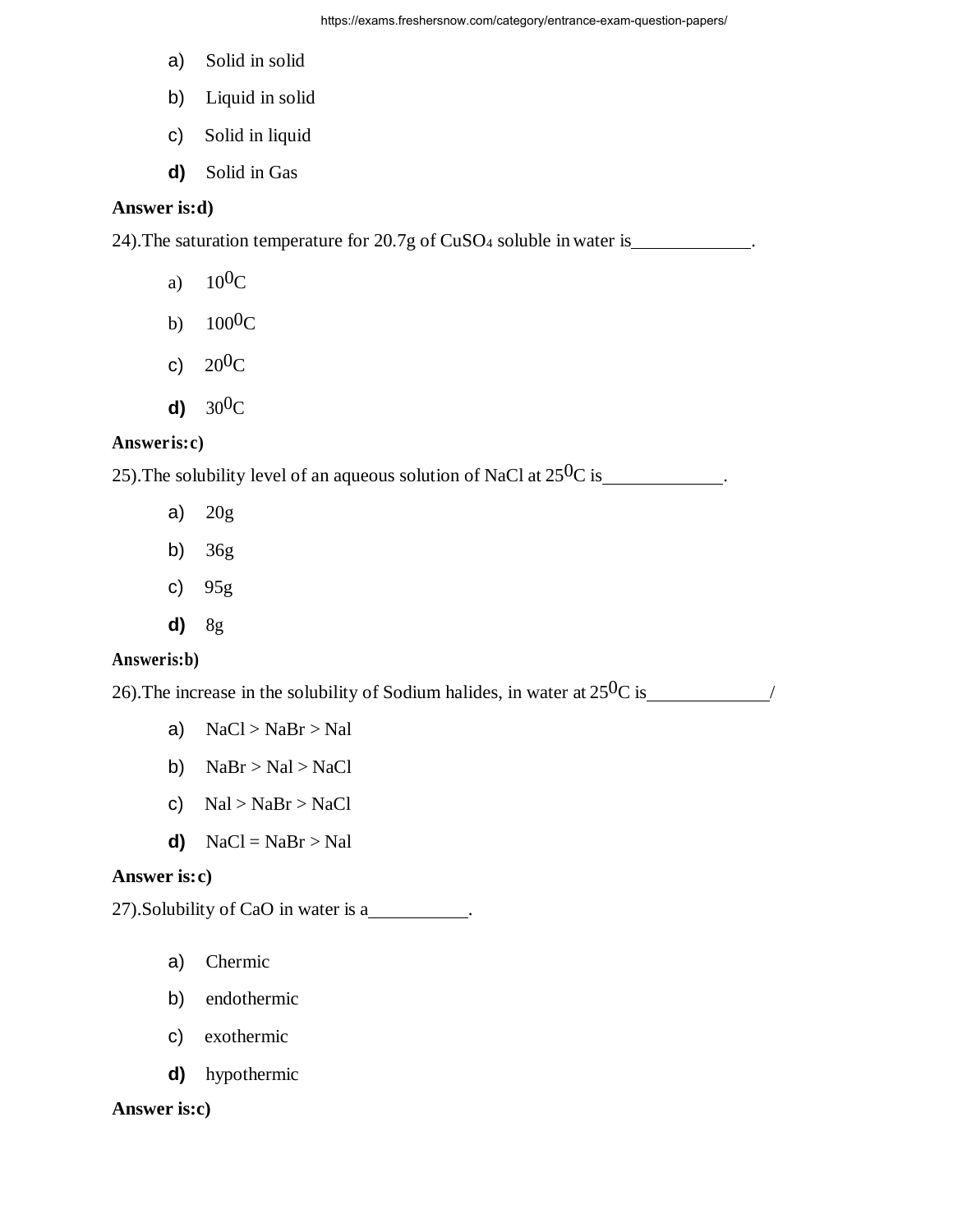a) Solid in solid

b) Liquid in solid

c) Solid in liquid

d) Solid in Gas

**Answer is:d)**

24).The saturation temperature for 20.7g of $CuSO_4$ soluble in water is\_\_\_\_\_\_\_\_\_\_\_\_\_.

a) $10^0C$

b) $100^0C$

c) $20^0C$

d) $30^0C$

**Answer is:c)**

25).The solubility level of an aqueous solution of NaCl at $25^0C$ is\_\_\_\_\_\_\_\_\_\_\_\_\_.

a) 20g

b) 36g

c) 95g

d) 8g

**Answer is:b)**

26).The increase in the solubility of Sodium halides, in water at $25^0C$ is\_\_\_\_\_\_\_\_\_\_\_\_\_/

a) NaCl > NaBr > Nal

b) NaBr > Nal > NaCl

c) Nal > NaBr > NaCl

d) NaCl = NaBr > Nal

**Answer is:c)**

27).Solubility of CaO in water is a\_\_\_\_\_\_\_\_\_\_\_.

a) Chermic

b) endothermic

c) exothermic

d) hypothermic

**Answer is:c)**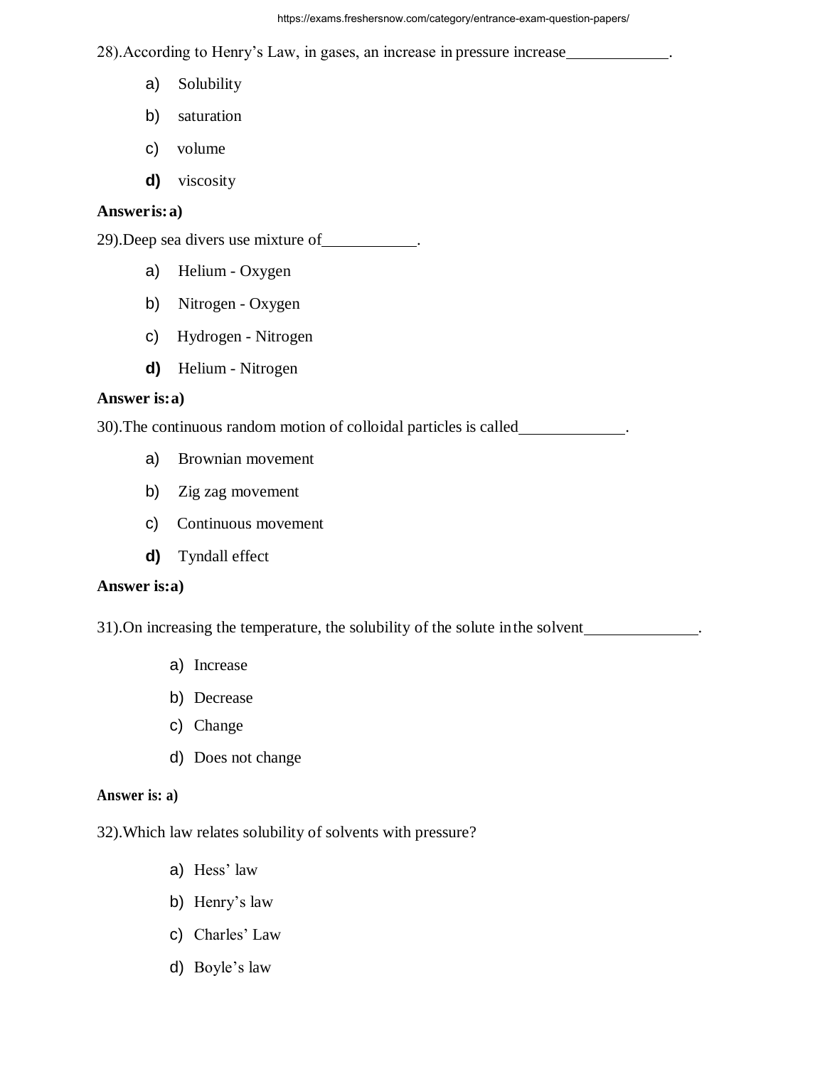28).According to Henry's Law, in gases, an increase in pressure increase_____________.

a) Solubility

b) saturation

c) volume

d) viscosity

**Answer is: a)**

29).Deep sea divers use mixture of____________.

a) Helium - Oxygen

b) Nitrogen - Oxygen

c) Hydrogen - Nitrogen

d) Helium - Nitrogen

**Answer is: a)**

30).The continuous random motion of colloidal particles is called_____________.

a) Brownian movement

b) Zig zag movement

c) Continuous movement

d) Tyndall effect

**Answer is: a)**

31).On increasing the temperature, the solubility of the solute in the solvent______________.

a) Increase

b) Decrease

c) Change

d) Does not change

**Answer is: a)**

32).Which law relates solubility of solvents with pressure?

a) Hess' law

b) Henry's law

c) Charles' Law

d) Boyle's law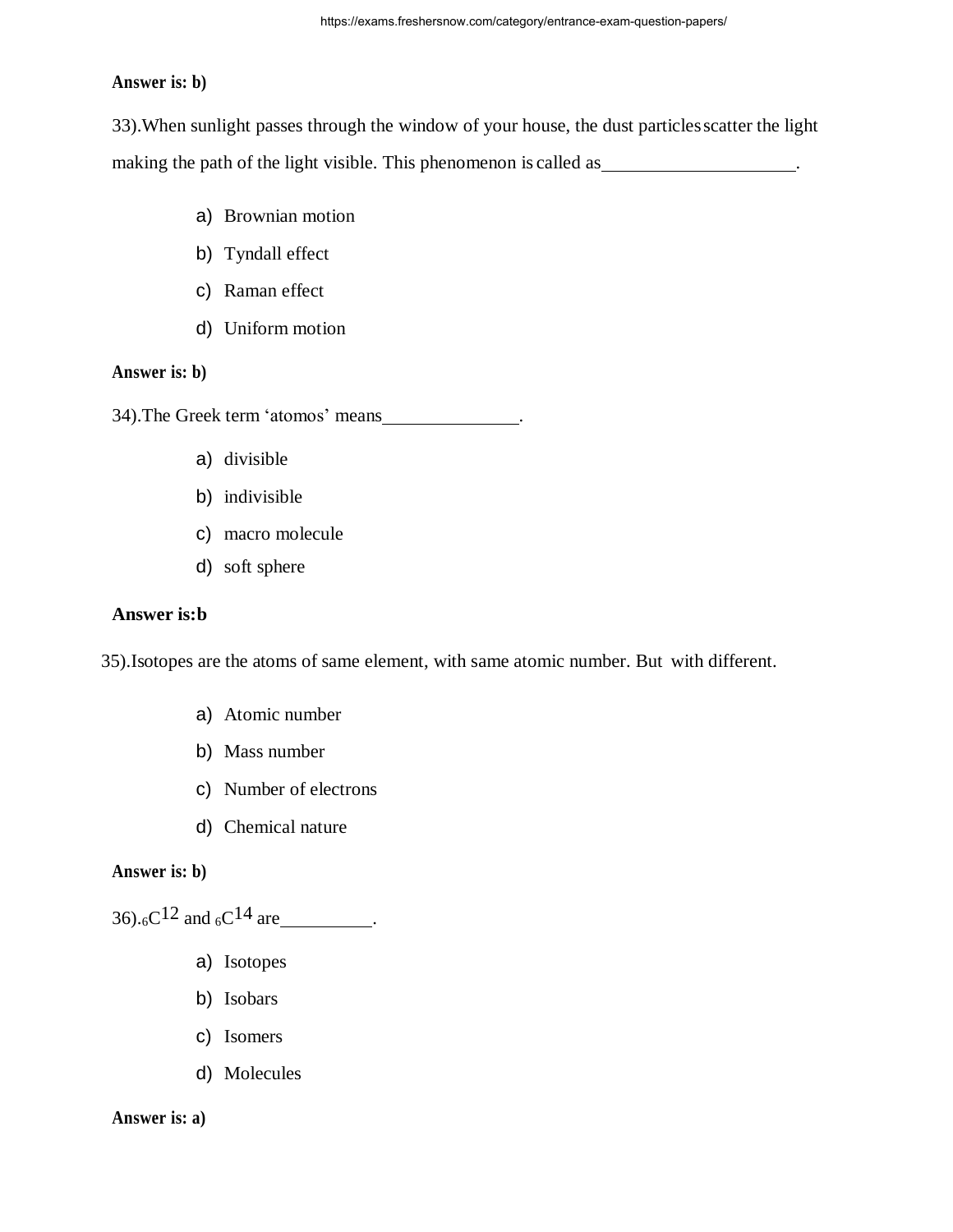**Answer is: b)**

33).When sunlight passes through the window of your house, the dust particles scatter the light making the path of the light visible. This phenomenon is called as____________________.

a) Brownian motion
b) Tyndall effect
c) Raman effect
d) Uniform motion

**Answer is: b)**

34).The Greek term 'atomos' means_______________.

a) divisible
b) indivisible
c) macro molecule
d) soft sphere

**Answer is:b**

35).Isotopes are the atoms of same element, with same atomic number. But with different.

a) Atomic number
b) Mass number
c) Number of electrons
d) Chemical nature

**Answer is: b)**

36).$_{6}C^{12}$ and $_{6}C^{14}$ are__________.

a) Isotopes
b) Isobars
c) Isomers
d) Molecules

**Answer is: a)**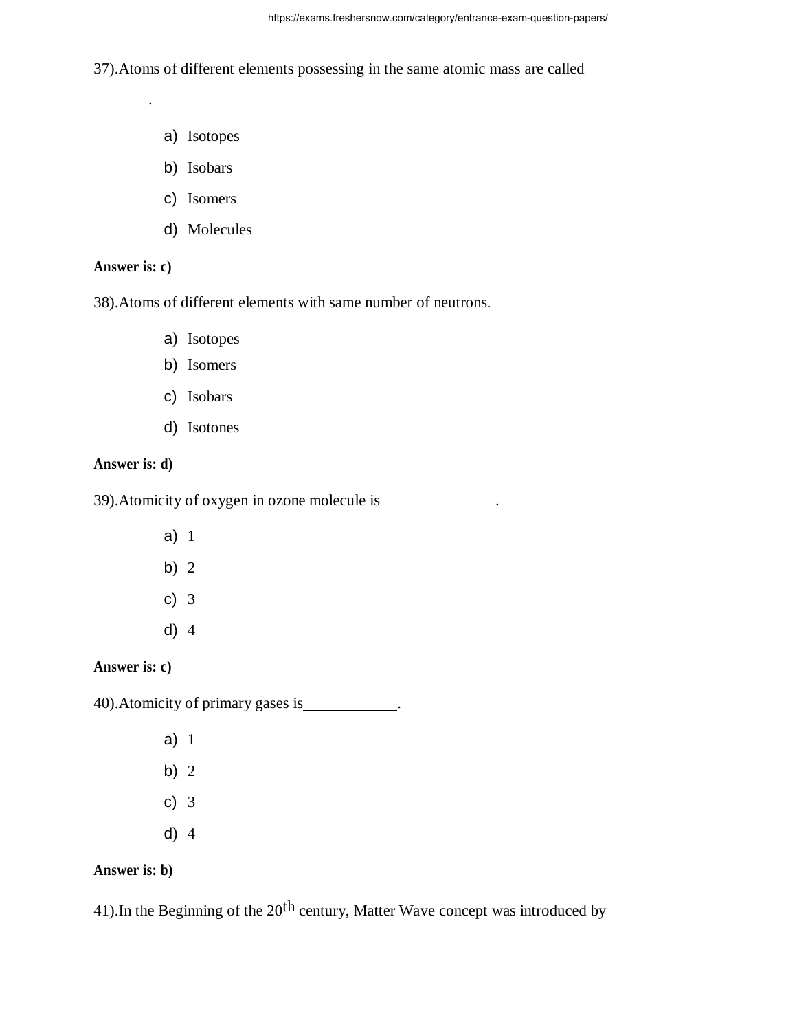37).Atoms of different elements possessing in the same atomic mass are called _______.

a) Isotopes

b) Isobars

c) Isomers

d) Molecules

**Answer is: c)**

38).Atoms of different elements with same number of neutrons.

a) Isotopes

b) Isomers

c) Isobars

d) Isotones

**Answer is: d)**

39).Atomicity of oxygen in ozone molecule is______________.

a) 1

b) 2

c) 3

d) 4

**Answer is: c)**

40).Atomicity of primary gases is____________.

a) 1

b) 2

c) 3

d) 4

**Answer is: b)**

41).In the Beginning of the 20$^{th}$ century, Matter Wave concept was introduced by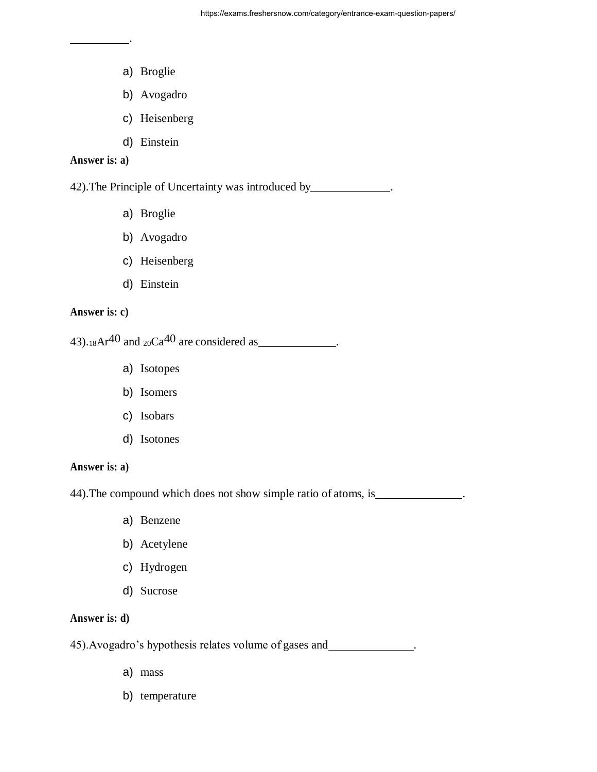__________.

a) Broglie

b) Avogadro

c) Heisenberg

d) Einstein

**Answer is: a)**

42).The Principle of Uncertainty was introduced by______________.

a) Broglie

b) Avogadro

c) Heisenberg

d) Einstein

**Answer is: c)**

43).$_{18}Ar^{40}$ and $_{20}Ca^{40}$ are considered as______________.

a) Isotopes

b) Isomers

c) Isobars

d) Isotones

**Answer is: a)**

44).The compound which does not show simple ratio of atoms, is________________.

a) Benzene

b) Acetylene

c) Hydrogen

d) Sucrose

**Answer is: d)**

45).Avogadro's hypothesis relates volume of gases and________________.

a) mass

b) temperature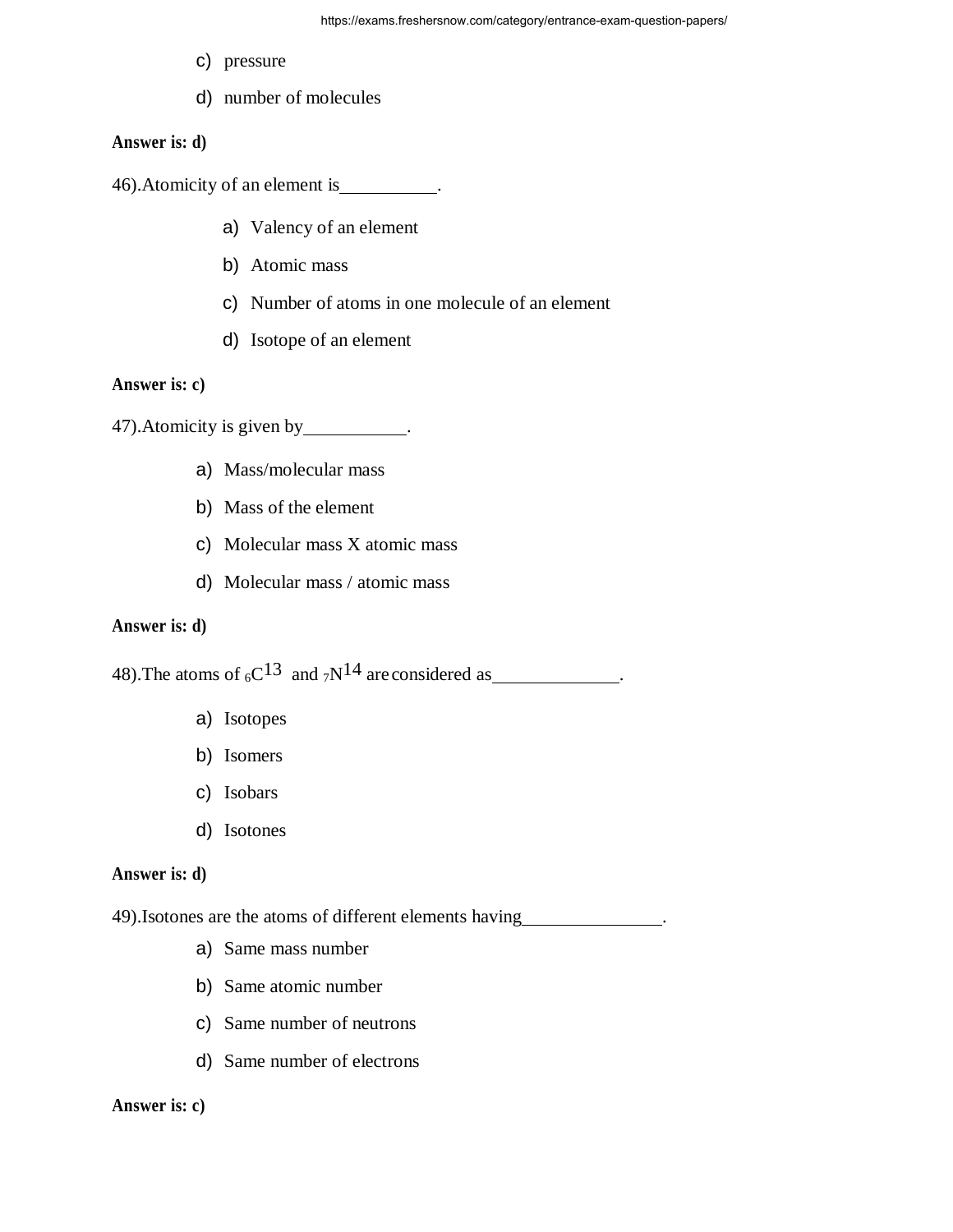c) pressure

d) number of molecules

**Answer is: d)**

46).Atomicity of an element is__________.

a) Valency of an element

b) Atomic mass

c) Number of atoms in one molecule of an element

d) Isotope of an element

**Answer is: c)**

47).Atomicity is given by___________.

a) Mass/molecular mass

b) Mass of the element

c) Molecular mass X atomic mass

d) Molecular mass / atomic mass

**Answer is: d)**

48).The atoms of $_6C^{13}$ and $_7N^{14}$ are considered as_____________.

a) Isotopes

b) Isomers

c) Isobars

d) Isotones

**Answer is: d)**

49).Isotones are the atoms of different elements having______________.

a) Same mass number

b) Same atomic number

c) Same number of neutrons

d) Same number of electrons

**Answer is: c)**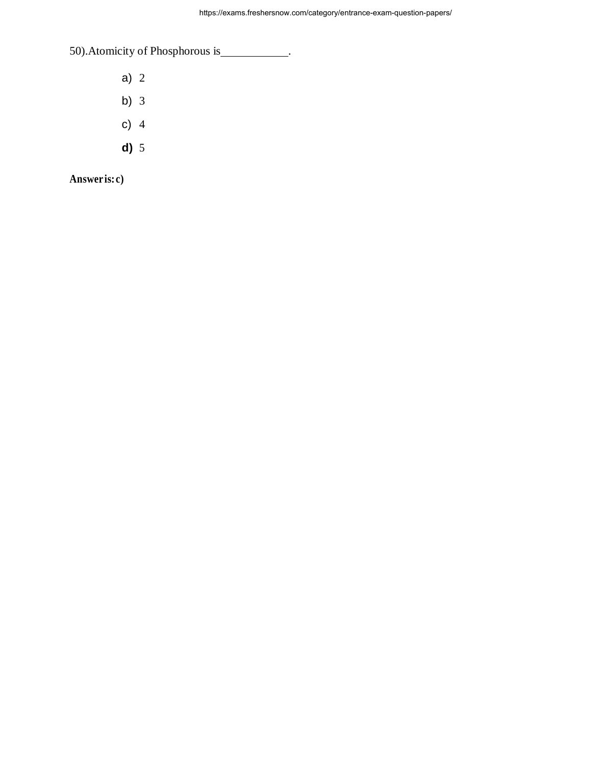50).Atomicity of Phosphorous is\_\_\_\_\_\_\_\_\_\_\_\_.

a) 2

b) 3

c) 4

**d)** 5

**Answer is: c)**